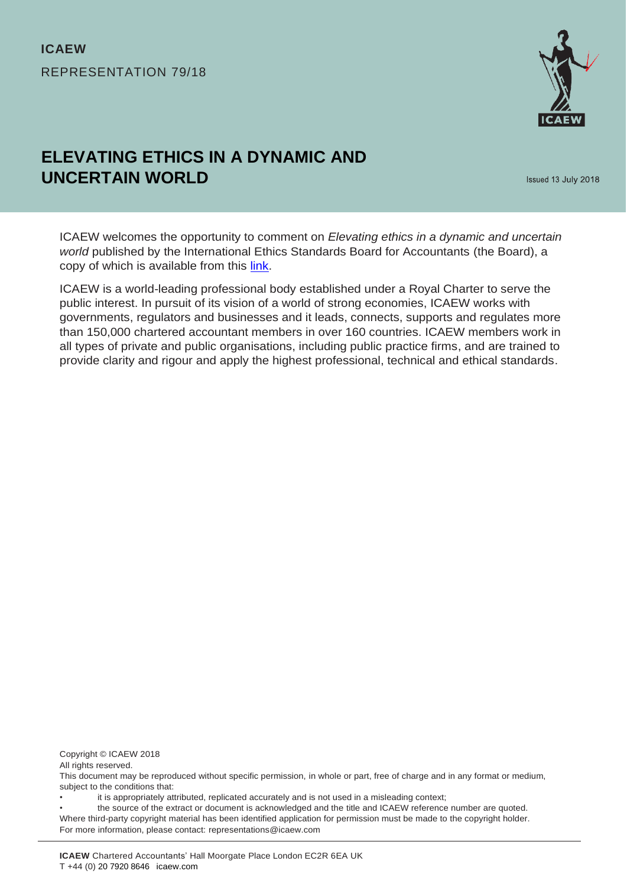**ICAEW**

REPRESENTATION 79/18

# ELEVATING ETHICS IN A DYNAMIC AND UNCERTAIN WORLD

Issued 13 July 2018

ICAEW welcomes the opportunity to comment on *Elevating ethics in a dynamic and uncertain world* published by the International Ethics Standards Board for Accountants (the Board), a copy of which is available from this link.

ICAEW is a world-leading professional body established under a Royal Charter to serve the public interest. In pursuit of its vision of a world of strong economies, ICAEW works with governments, regulators and businesses and it leads, connects, supports and regulates more than 150,000 chartered accountant members in over 160 countries. ICAEW members work in all types of private and public organisations, including public practice firms, and are trained to provide clarity and rigour and apply the highest professional, technical and ethical standards.

Copyright © ICAEW 2018

All rights reserved.

This document may be reproduced without specific permission, in whole or part, free of charge and in any format or medium, subject to the conditions that:

- it is appropriately attributed, replicated accurately and is not used in a misleading context;
- the source of the extract or document is acknowledged and the title and ICAEW reference number are quoted.

Where third-party copyright material has been identified application for permission must be made to the copyright holder.

For more information, please contact: representations@icaew.com

**ICAEW** Chartered Accountants' Hall Moorgate Place London EC2R 6EA UK

T +44 (0) 20 7920 8646 icaew.com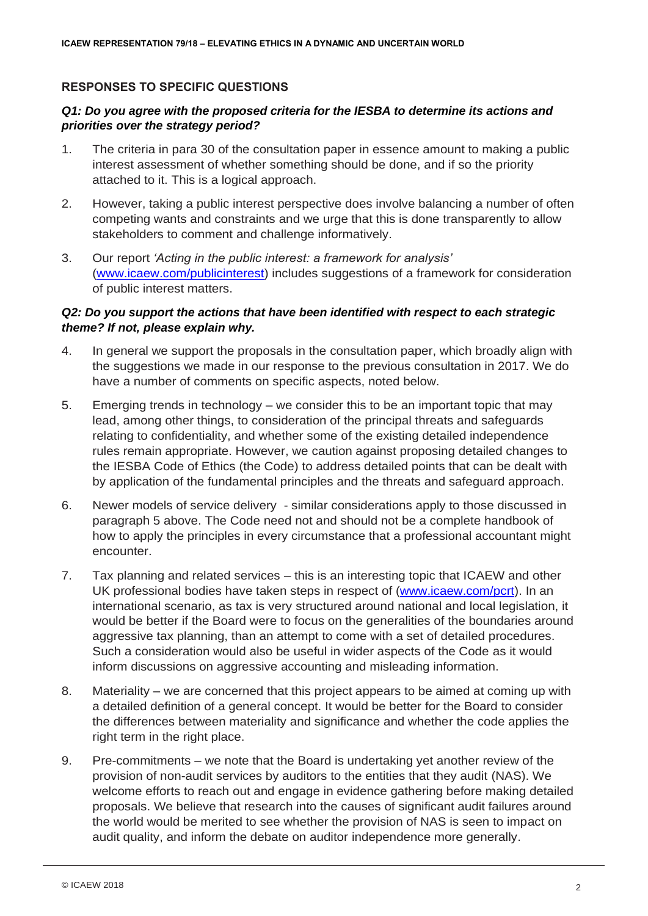## RESPONSES TO SPECIFIC QUESTIONS

***Q1: Do you agree with the proposed criteria for the IESBA to determine its actions and priorities over the strategy period?***

1. The criteria in para 30 of the consultation paper in essence amount to making a public interest assessment of whether something should be done, and if so the priority attached to it. This is a logical approach.

2. However, taking a public interest perspective does involve balancing a number of often competing wants and constraints and we urge that this is done transparently to allow stakeholders to comment and challenge informatively.

3. Our report *'Acting in the public interest: a framework for analysis'* (www.icaew.com/publicinterest) includes suggestions of a framework for consideration of public interest matters.

***Q2: Do you support the actions that have been identified with respect to each strategic theme? If not, please explain why.***

4. In general we support the proposals in the consultation paper, which broadly align with the suggestions we made in our response to the previous consultation in 2017. We do have a number of comments on specific aspects, noted below.

5. Emerging trends in technology – we consider this to be an important topic that may lead, among other things, to consideration of the principal threats and safeguards relating to confidentiality, and whether some of the existing detailed independence rules remain appropriate. However, we caution against proposing detailed changes to the IESBA Code of Ethics (the Code) to address detailed points that can be dealt with by application of the fundamental principles and the threats and safeguard approach.

6. Newer models of service delivery - similar considerations apply to those discussed in paragraph 5 above. The Code need not and should not be a complete handbook of how to apply the principles in every circumstance that a professional accountant might encounter.

7. Tax planning and related services – this is an interesting topic that ICAEW and other UK professional bodies have taken steps in respect of (www.icaew.com/pcrt). In an international scenario, as tax is very structured around national and local legislation, it would be better if the Board were to focus on the generalities of the boundaries around aggressive tax planning, than an attempt to come with a set of detailed procedures. Such a consideration would also be useful in wider aspects of the Code as it would inform discussions on aggressive accounting and misleading information.

8. Materiality – we are concerned that this project appears to be aimed at coming up with a detailed definition of a general concept. It would be better for the Board to consider the differences between materiality and significance and whether the code applies the right term in the right place.

9. Pre-commitments – we note that the Board is undertaking yet another review of the provision of non-audit services by auditors to the entities that they audit (NAS). We welcome efforts to reach out and engage in evidence gathering before making detailed proposals. We believe that research into the causes of significant audit failures around the world would be merited to see whether the provision of NAS is seen to impact on audit quality, and inform the debate on auditor independence more generally.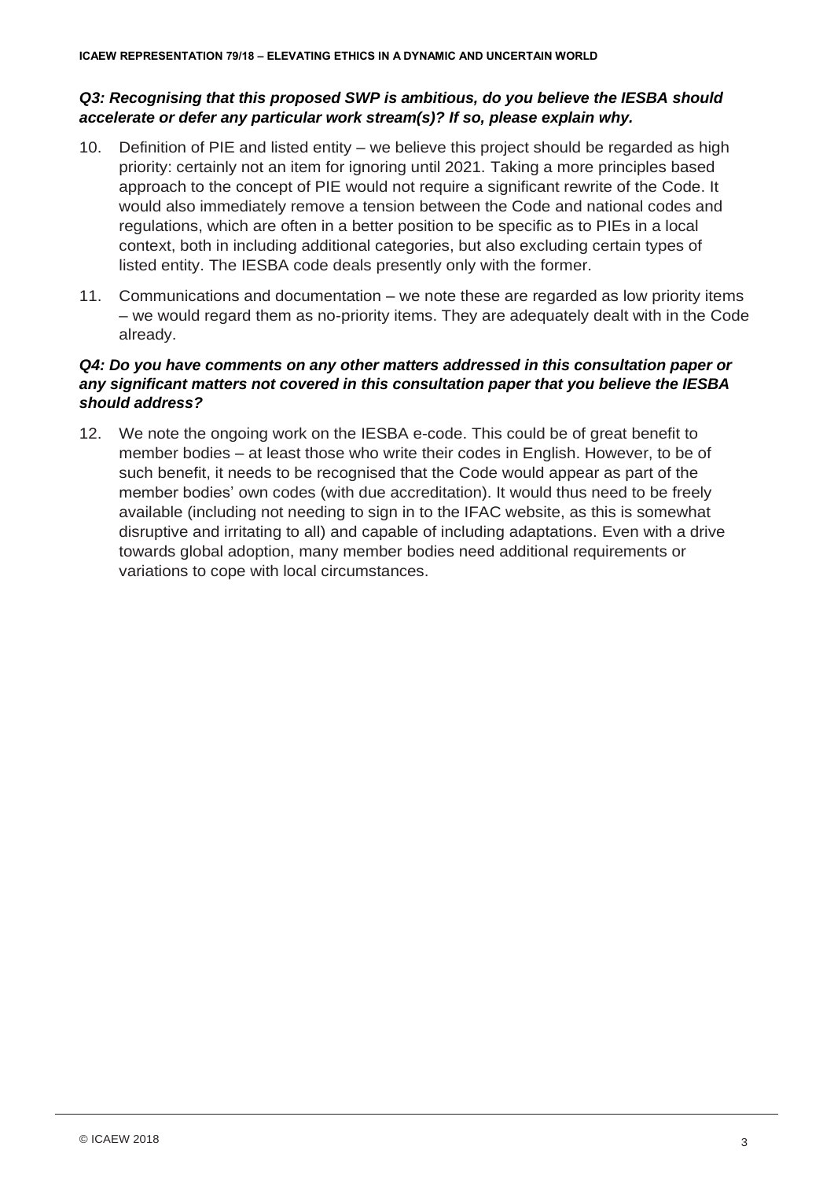***Q3: Recognising that this proposed SWP is ambitious, do you believe the IESBA should accelerate or defer any particular work stream(s)? If so, please explain why.***

10. Definition of PIE and listed entity – we believe this project should be regarded as high priority: certainly not an item for ignoring until 2021. Taking a more principles based approach to the concept of PIE would not require a significant rewrite of the Code. It would also immediately remove a tension between the Code and national codes and regulations, which are often in a better position to be specific as to PIEs in a local context, both in including additional categories, but also excluding certain types of listed entity. The IESBA code deals presently only with the former.

11. Communications and documentation – we note these are regarded as low priority items – we would regard them as no-priority items. They are adequately dealt with in the Code already.

***Q4: Do you have comments on any other matters addressed in this consultation paper or any significant matters not covered in this consultation paper that you believe the IESBA should address?***

12. We note the ongoing work on the IESBA e-code. This could be of great benefit to member bodies – at least those who write their codes in English. However, to be of such benefit, it needs to be recognised that the Code would appear as part of the member bodies' own codes (with due accreditation). It would thus need to be freely available (including not needing to sign in to the IFAC website, as this is somewhat disruptive and irritating to all) and capable of including adaptations. Even with a drive towards global adoption, many member bodies need additional requirements or variations to cope with local circumstances.